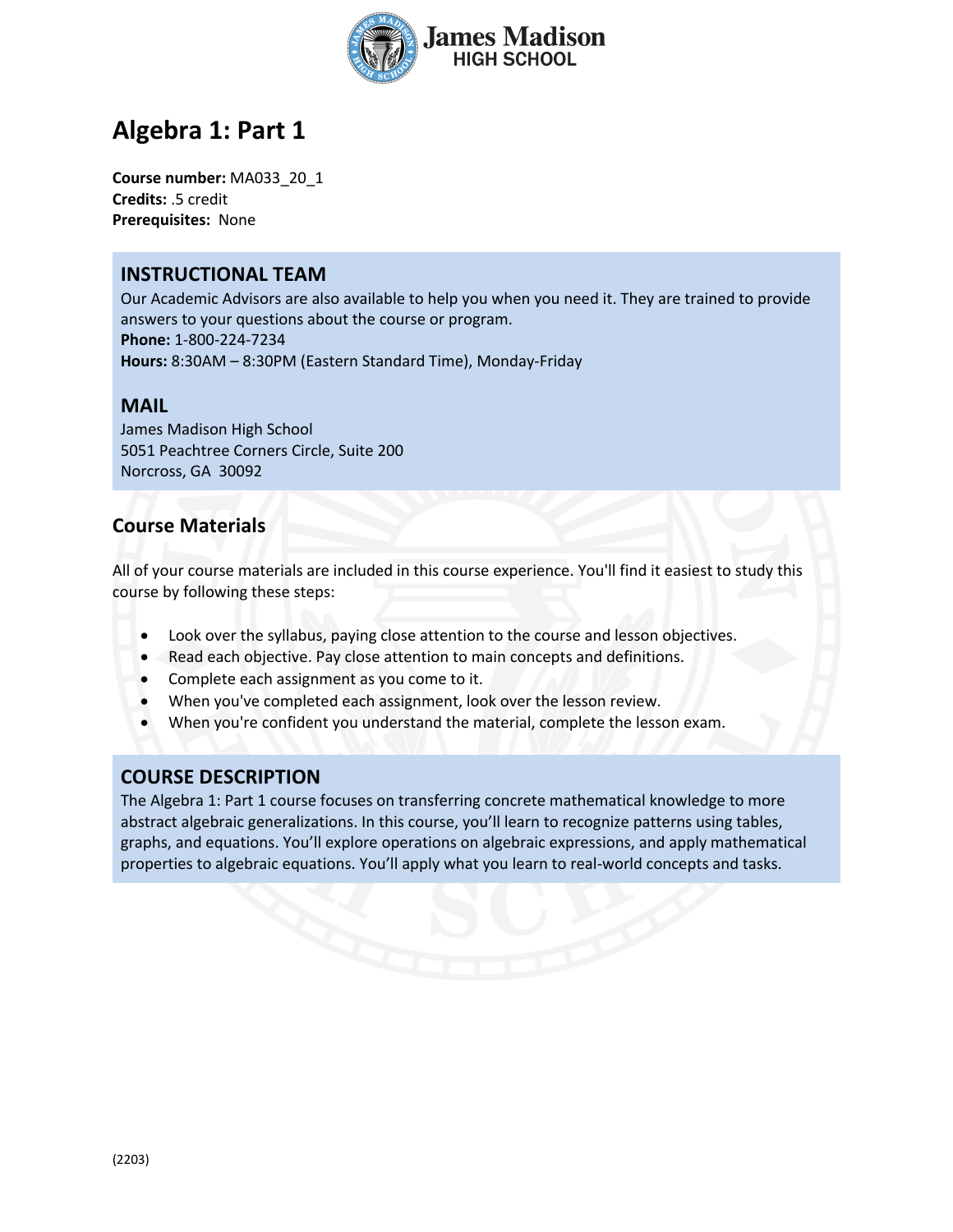# Algebra 1: Part 1

**Course number:** MA033_20_1
**Credits:** .5 credit
**Prerequisites:** None

## INSTRUCTIONAL TEAM

Our Academic Advisors are also available to help you when you need it. They are trained to provide answers to your questions about the course or program.
**Phone:** 1-800-224-7234
**Hours:** 8:30AM – 8:30PM (Eastern Standard Time), Monday-Friday

## MAIL

James Madison High School
5051 Peachtree Corners Circle, Suite 200
Norcross, GA 30092

## Course Materials

All of your course materials are included in this course experience. You'll find it easiest to study this course by following these steps:

- Look over the syllabus, paying close attention to the course and lesson objectives.
- Read each objective. Pay close attention to main concepts and definitions.
- Complete each assignment as you come to it.
- When you've completed each assignment, look over the lesson review.
- When you're confident you understand the material, complete the lesson exam.

## COURSE DESCRIPTION

The Algebra 1: Part 1 course focuses on transferring concrete mathematical knowledge to more abstract algebraic generalizations. In this course, you'll learn to recognize patterns using tables, graphs, and equations. You'll explore operations on algebraic expressions, and apply mathematical properties to algebraic equations. You'll apply what you learn to real-world concepts and tasks.

(2203)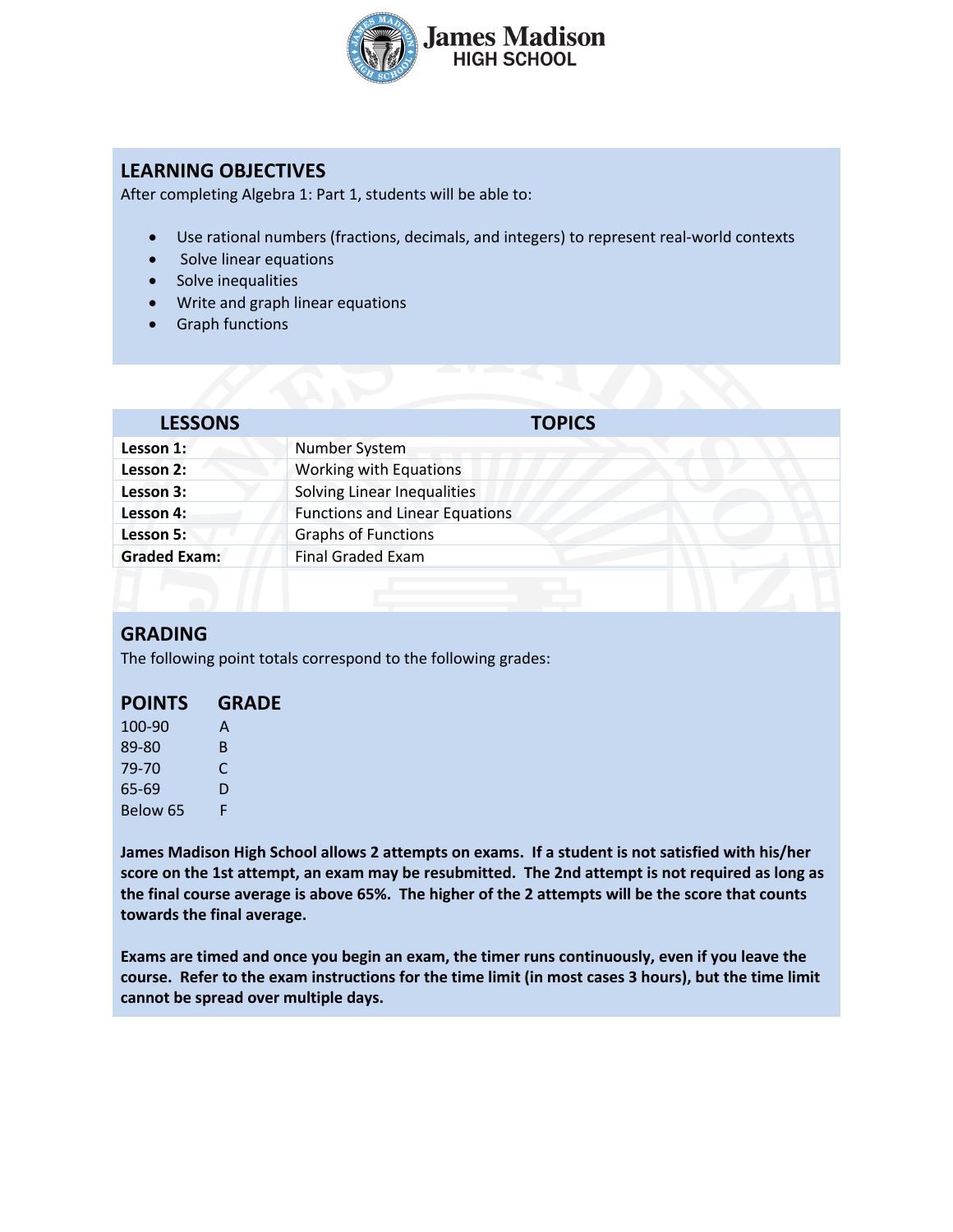James Madison
HIGH SCHOOL

## LEARNING OBJECTIVES

After completing Algebra 1: Part 1, students will be able to:

- Use rational numbers (fractions, decimals, and integers) to represent real-world contexts
- Solve linear equations
- Solve inequalities
- Write and graph linear equations
- Graph functions

| LESSONS | TOPICS |
|---|---|
| **Lesson 1:** | Number System |
| **Lesson 2:** | Working with Equations |
| **Lesson 3:** | Solving Linear Inequalities |
| **Lesson 4:** | Functions and Linear Equations |
| **Lesson 5:** | Graphs of Functions |
| **Graded Exam:** | Final Graded Exam |

## GRADING

The following point totals correspond to the following grades:

| POINTS | GRADE |
|---|---|
| 100-90 | A |
| 89-80 | B |
| 79-70 | C |
| 65-69 | D |
| Below 65 | F |

**James Madison High School allows 2 attempts on exams. If a student is not satisfied with his/her score on the 1st attempt, an exam may be resubmitted. The 2nd attempt is not required as long as the final course average is above 65%. The higher of the 2 attempts will be the score that counts towards the final average.**

**Exams are timed and once you begin an exam, the timer runs continuously, even if you leave the course. Refer to the exam instructions for the time limit (in most cases 3 hours), but the time limit cannot be spread over multiple days.**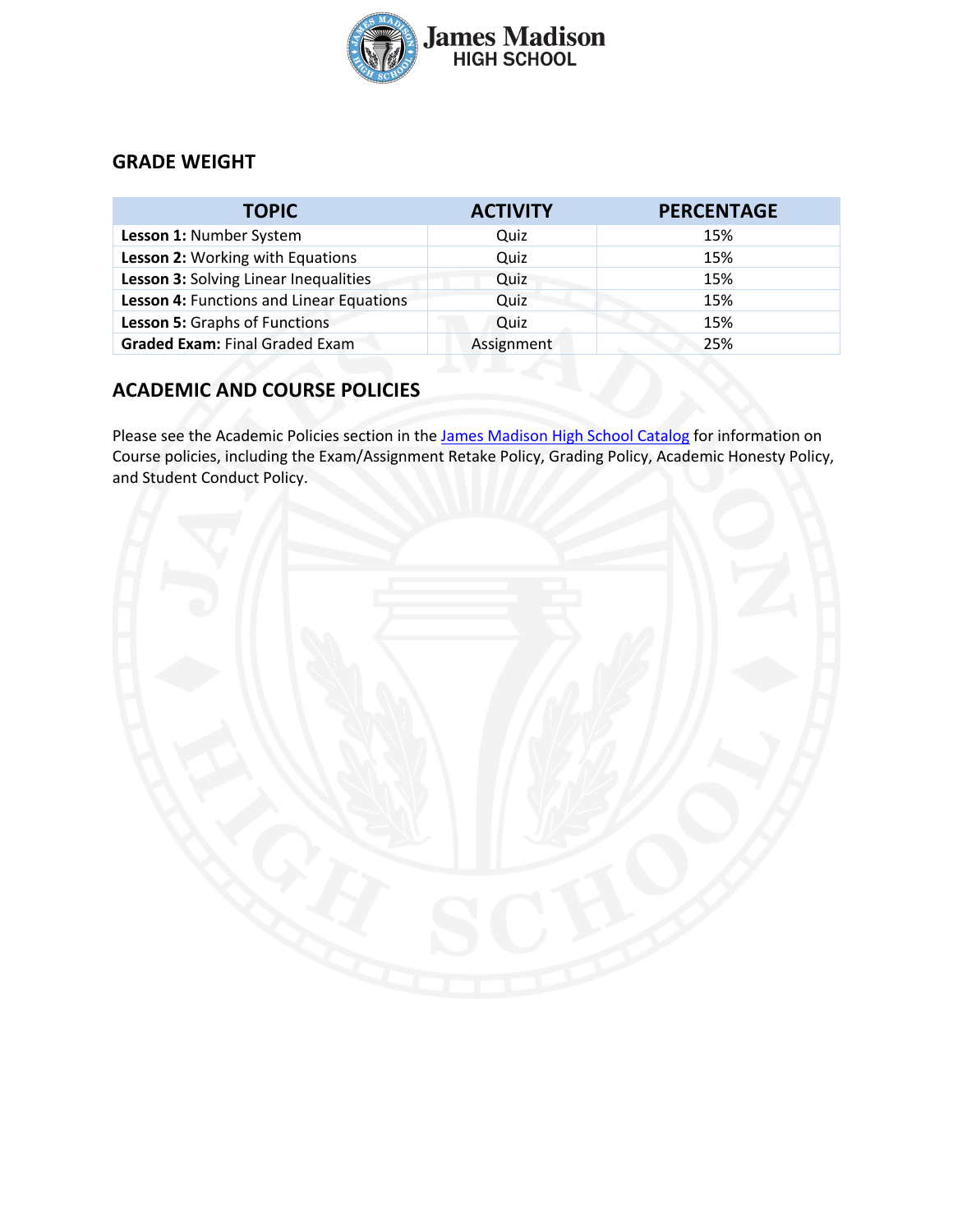## GRADE WEIGHT

| TOPIC | ACTIVITY | PERCENTAGE |
|---|---|---|
| **Lesson 1:** Number System | Quiz | 15% |
| **Lesson 2:** Working with Equations | Quiz | 15% |
| **Lesson 3:** Solving Linear Inequalities | Quiz | 15% |
| **Lesson 4:** Functions and Linear Equations | Quiz | 15% |
| **Lesson 5:** Graphs of Functions | Quiz | 15% |
| **Graded Exam:** Final Graded Exam | Assignment | 25% |

## ACADEMIC AND COURSE POLICIES

Please see the Academic Policies section in the James Madison High School Catalog for information on Course policies, including the Exam/Assignment Retake Policy, Grading Policy, Academic Honesty Policy, and Student Conduct Policy.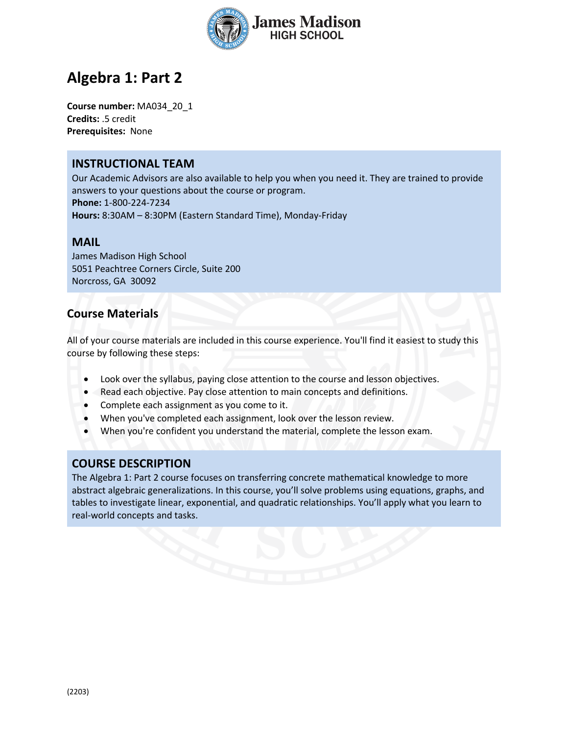# Algebra 1: Part 2

**Course number:** MA034_20_1
**Credits:** .5 credit
**Prerequisites:** None

## INSTRUCTIONAL TEAM

Our Academic Advisors are also available to help you when you need it. They are trained to provide answers to your questions about the course or program.
**Phone:** 1-800-224-7234
**Hours:** 8:30AM – 8:30PM (Eastern Standard Time), Monday-Friday

## MAIL

James Madison High School
5051 Peachtree Corners Circle, Suite 200
Norcross, GA 30092

## Course Materials

All of your course materials are included in this course experience. You'll find it easiest to study this course by following these steps:

- Look over the syllabus, paying close attention to the course and lesson objectives.
- Read each objective. Pay close attention to main concepts and definitions.
- Complete each assignment as you come to it.
- When you've completed each assignment, look over the lesson review.
- When you're confident you understand the material, complete the lesson exam.

## COURSE DESCRIPTION

The Algebra 1: Part 2 course focuses on transferring concrete mathematical knowledge to more abstract algebraic generalizations. In this course, you'll solve problems using equations, graphs, and tables to investigate linear, exponential, and quadratic relationships. You'll apply what you learn to real-world concepts and tasks.

(2203)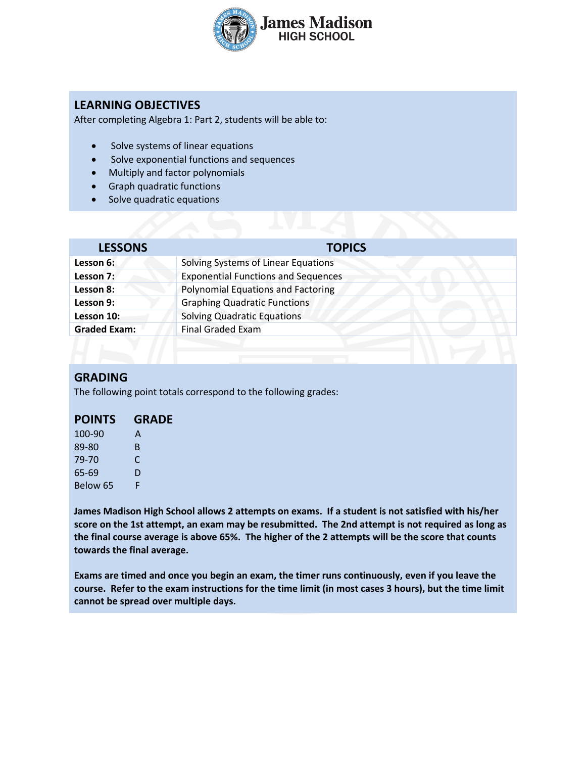James Madison HIGH SCHOOL

## LEARNING OBJECTIVES

After completing Algebra 1: Part 2, students will be able to:

- Solve systems of linear equations
- Solve exponential functions and sequences
- Multiply and factor polynomials
- Graph quadratic functions
- Solve quadratic equations

| LESSONS | TOPICS |
|---|---|
| **Lesson 6:** | Solving Systems of Linear Equations |
| **Lesson 7:** | Exponential Functions and Sequences |
| **Lesson 8:** | Polynomial Equations and Factoring |
| **Lesson 9:** | Graphing Quadratic Functions |
| **Lesson 10:** | Solving Quadratic Equations |
| **Graded Exam:** | Final Graded Exam |

## GRADING

The following point totals correspond to the following grades:

| POINTS | GRADE |
|---|---|
| 100-90 | A |
| 89-80 | B |
| 79-70 | C |
| 65-69 | D |
| Below 65 | F |

**James Madison High School allows 2 attempts on exams. If a student is not satisfied with his/her score on the 1st attempt, an exam may be resubmitted. The 2nd attempt is not required as long as the final course average is above 65%. The higher of the 2 attempts will be the score that counts towards the final average.**

**Exams are timed and once you begin an exam, the timer runs continuously, even if you leave the course. Refer to the exam instructions for the time limit (in most cases 3 hours), but the time limit cannot be spread over multiple days.**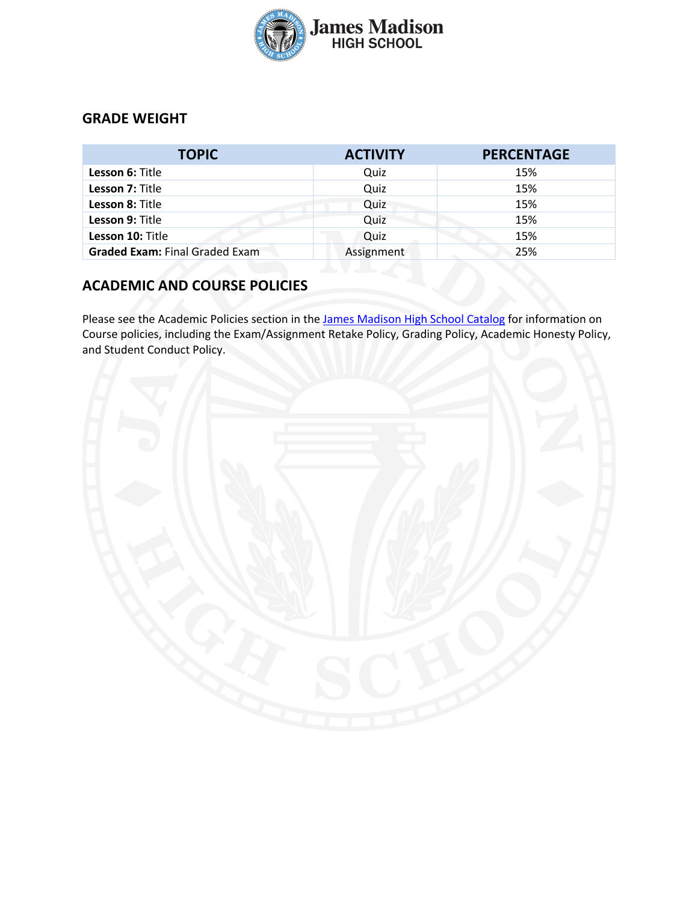## GRADE WEIGHT

| TOPIC | ACTIVITY | PERCENTAGE |
| --- | --- | --- |
| **Lesson 6:** Title | Quiz | 15% |
| **Lesson 7:** Title | Quiz | 15% |
| **Lesson 8:** Title | Quiz | 15% |
| **Lesson 9:** Title | Quiz | 15% |
| **Lesson 10:** Title | Quiz | 15% |
| **Graded Exam:** Final Graded Exam | Assignment | 25% |

## ACADEMIC AND COURSE POLICIES

Please see the Academic Policies section in the James Madison High School Catalog for information on Course policies, including the Exam/Assignment Retake Policy, Grading Policy, Academic Honesty Policy, and Student Conduct Policy.